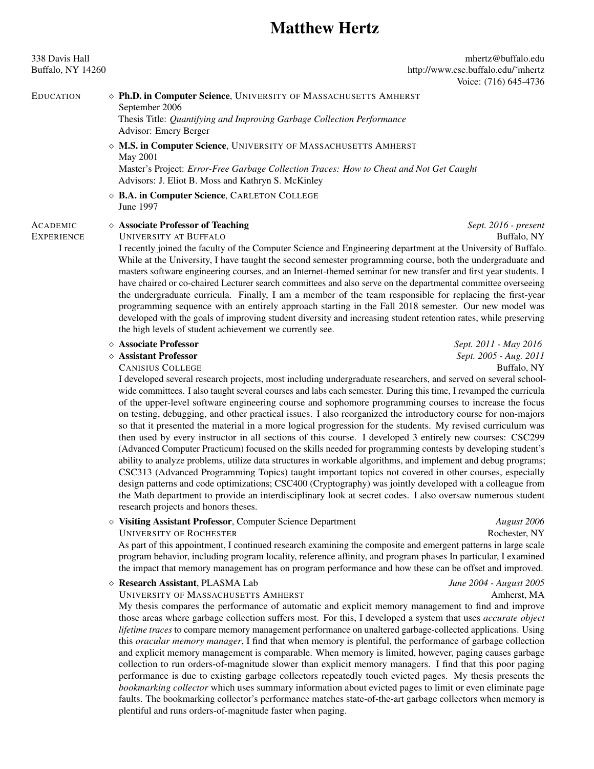# Matthew Hertz

338 Davis Hall
Buffalo, NY 14260

mhertz@buffalo.edu
http://www.cse.buffalo.edu/˜mhertz
Voice: (716) 645-4736

## Education

- **Ph.D. in Computer Science**, University of Massachusetts Amherst
  September 2006
  Thesis Title: *Quantifying and Improving Garbage Collection Performance*
  Advisor: Emery Berger
- **M.S. in Computer Science**, University of Massachusetts Amherst
  May 2001
  Master's Project: *Error-Free Garbage Collection Traces: How to Cheat and Not Get Caught*
  Advisors: J. Eliot B. Moss and Kathryn S. McKinley
- **B.A. in Computer Science**, Carleton College
  June 1997

## Academic Experience

- **Associate Professor of Teaching** — *Sept. 2016 - present*
  University at Buffalo — Buffalo, NY
  I recently joined the faculty of the Computer Science and Engineering department at the University of Buffalo. While at the University, I have taught the second semester programming course, both the undergraduate and masters software engineering courses, and an Internet-themed seminar for new transfer and first year students. I have chaired or co-chaired Lecturer search committees and also serve on the departmental committee overseeing the undergraduate curricula. Finally, I am a member of the team responsible for replacing the first-year programming sequence with an entirely approach starting in the Fall 2018 semester. Our new model was developed with the goals of improving student diversity and increasing student retention rates, while preserving the high levels of student achievement we currently see.
- **Associate Professor** — *Sept. 2011 - May 2016*
- **Assistant Professor** — *Sept. 2005 - Aug. 2011*
  Canisius College — Buffalo, NY
  I developed several research projects, most including undergraduate researchers, and served on several school-wide committees. I also taught several courses and labs each semester. During this time, I revamped the curricula of the upper-level software engineering course and sophomore programming courses to increase the focus on testing, debugging, and other practical issues. I also reorganized the introductory course for non-majors so that it presented the material in a more logical progression for the students. My revised curriculum was then used by every instructor in all sections of this course. I developed 3 entirely new courses: CSC299 (Advanced Computer Practicum) focused on the skills needed for programming contests by developing student's ability to analyze problems, utilize data structures in workable algorithms, and implement and debug programs; CSC313 (Advanced Programming Topics) taught important topics not covered in other courses, especially design patterns and code optimizations; CSC400 (Cryptography) was jointly developed with a colleague from the Math department to provide an interdisciplinary look at secret codes. I also oversaw numerous student research projects and honors theses.
- **Visiting Assistant Professor**, Computer Science Department — *August 2006*
  University of Rochester — Rochester, NY
  As part of this appointment, I continued research examining the composite and emergent patterns in large scale program behavior, including program locality, reference affinity, and program phases In particular, I examined the impact that memory management has on program performance and how these can be offset and improved.
- **Research Assistant**, PLASMA Lab — *June 2004 - August 2005*
  University of Massachusetts Amherst — Amherst, MA
  My thesis compares the performance of automatic and explicit memory management to find and improve those areas where garbage collection suffers most. For this, I developed a system that uses *accurate object lifetime traces* to compare memory management performance on unaltered garbage-collected applications. Using this *oracular memory manager*, I find that when memory is plentiful, the performance of garbage collection and explicit memory management is comparable. When memory is limited, however, paging causes garbage collection to run orders-of-magnitude slower than explicit memory managers. I find that this poor paging performance is due to existing garbage collectors repeatedly touch evicted pages. My thesis presents the *bookmarking collector* which uses summary information about evicted pages to limit or even eliminate page faults. The bookmarking collector's performance matches state-of-the-art garbage collectors when memory is plentiful and runs orders-of-magnitude faster when paging.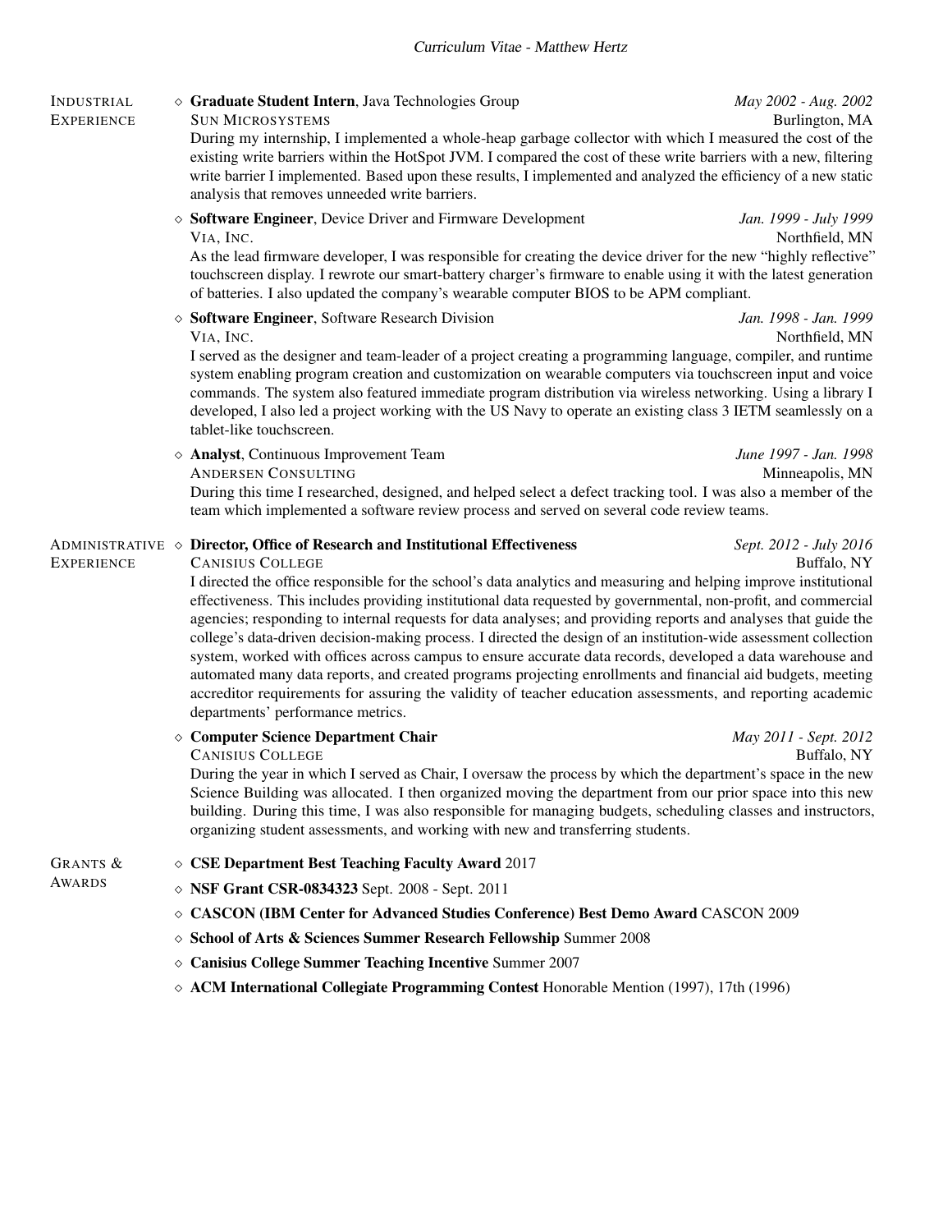## Industrial Experience

◇ **Graduate Student Intern**, Java Technologies Group — *May 2002 - Aug. 2002*
Sun Microsystems — Burlington, MA
During my internship, I implemented a whole-heap garbage collector with which I measured the cost of the existing write barriers within the HotSpot JVM. I compared the cost of these write barriers with a new, filtering write barrier I implemented. Based upon these results, I implemented and analyzed the efficiency of a new static analysis that removes unneeded write barriers.

◇ **Software Engineer**, Device Driver and Firmware Development — *Jan. 1999 - July 1999*
Via, Inc. — Northfield, MN
As the lead firmware developer, I was responsible for creating the device driver for the new "highly reflective" touchscreen display. I rewrote our smart-battery charger's firmware to enable using it with the latest generation of batteries. I also updated the company's wearable computer BIOS to be APM compliant.

◇ **Software Engineer**, Software Research Division — *Jan. 1998 - Jan. 1999*
Via, Inc. — Northfield, MN
I served as the designer and team-leader of a project creating a programming language, compiler, and runtime system enabling program creation and customization on wearable computers via touchscreen input and voice commands. The system also featured immediate program distribution via wireless networking. Using a library I developed, I also led a project working with the US Navy to operate an existing class 3 IETM seamlessly on a tablet-like touchscreen.

◇ **Analyst**, Continuous Improvement Team — *June 1997 - Jan. 1998*
Andersen Consulting — Minneapolis, MN
During this time I researched, designed, and helped select a defect tracking tool. I was also a member of the team which implemented a software review process and served on several code review teams.

## Administrative Experience

◇ **Director, Office of Research and Institutional Effectiveness** — *Sept. 2012 - July 2016*
Canisius College — Buffalo, NY
I directed the office responsible for the school's data analytics and measuring and helping improve institutional effectiveness. This includes providing institutional data requested by governmental, non-profit, and commercial agencies; responding to internal requests for data analyses; and providing reports and analyses that guide the college's data-driven decision-making process. I directed the design of an institution-wide assessment collection system, worked with offices across campus to ensure accurate data records, developed a data warehouse and automated many data reports, and created programs projecting enrollments and financial aid budgets, meeting accreditor requirements for assuring the validity of teacher education assessments, and reporting academic departments' performance metrics.

◇ **Computer Science Department Chair** — *May 2011 - Sept. 2012*
Canisius College — Buffalo, NY
During the year in which I served as Chair, I oversaw the process by which the department's space in the new Science Building was allocated. I then organized moving the department from our prior space into this new building. During this time, I was also responsible for managing budgets, scheduling classes and instructors, organizing student assessments, and working with new and transferring students.

## Grants & Awards

- ◇ **CSE Department Best Teaching Faculty Award** 2017
- ◇ **NSF Grant CSR-0834323** Sept. 2008 - Sept. 2011
- ◇ **CASCON (IBM Center for Advanced Studies Conference) Best Demo Award** CASCON 2009
- ◇ **School of Arts & Sciences Summer Research Fellowship** Summer 2008
- ◇ **Canisius College Summer Teaching Incentive** Summer 2007
- ◇ **ACM International Collegiate Programming Contest** Honorable Mention (1997), 17th (1996)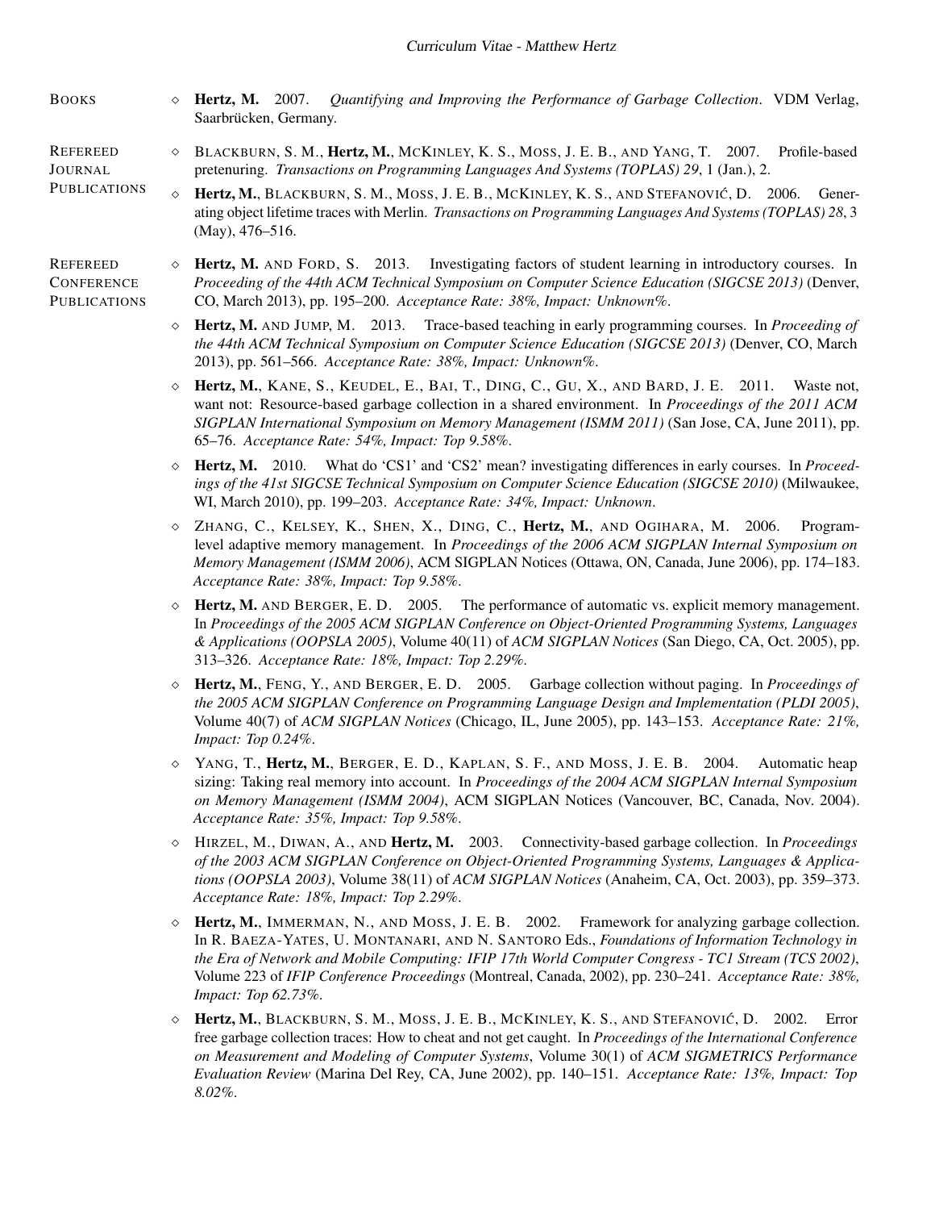## Books

- **Hertz, M.** 2007. *Quantifying and Improving the Performance of Garbage Collection*. VDM Verlag, Saarbrücken, Germany.

## Refereed Journal Publications

- BLACKBURN, S. M., **Hertz, M.**, MCKINLEY, K. S., MOSS, J. E. B., AND YANG, T. 2007. Profile-based pretenuring. *Transactions on Programming Languages And Systems (TOPLAS) 29*, 1 (Jan.), 2.
- **Hertz, M.**, BLACKBURN, S. M., MOSS, J. E. B., MCKINLEY, K. S., AND STEFANOVIĆ, D. 2006. Generating object lifetime traces with Merlin. *Transactions on Programming Languages And Systems (TOPLAS) 28*, 3 (May), 476–516.

## Refereed Conference Publications

- **Hertz, M.** AND FORD, S. 2013. Investigating factors of student learning in introductory courses. In *Proceeding of the 44th ACM Technical Symposium on Computer Science Education (SIGCSE 2013)* (Denver, CO, March 2013), pp. 195–200. *Acceptance Rate: 38%, Impact: Unknown%.*
- **Hertz, M.** AND JUMP, M. 2013. Trace-based teaching in early programming courses. In *Proceeding of the 44th ACM Technical Symposium on Computer Science Education (SIGCSE 2013)* (Denver, CO, March 2013), pp. 561–566. *Acceptance Rate: 38%, Impact: Unknown%.*
- **Hertz, M.**, KANE, S., KEUDEL, E., BAI, T., DING, C., GU, X., AND BARD, J. E. 2011. Waste not, want not: Resource-based garbage collection in a shared environment. In *Proceedings of the 2011 ACM SIGPLAN International Symposium on Memory Management (ISMM 2011)* (San Jose, CA, June 2011), pp. 65–76. *Acceptance Rate: 54%, Impact: Top 9.58%.*
- **Hertz, M.** 2010. What do 'CS1' and 'CS2' mean? investigating differences in early courses. In *Proceedings of the 41st SIGCSE Technical Symposium on Computer Science Education (SIGCSE 2010)* (Milwaukee, WI, March 2010), pp. 199–203. *Acceptance Rate: 34%, Impact: Unknown.*
- ZHANG, C., KELSEY, K., SHEN, X., DING, C., **Hertz, M.**, AND OGIHARA, M. 2006. Program-level adaptive memory management. In *Proceedings of the 2006 ACM SIGPLAN Internal Symposium on Memory Management (ISMM 2006)*, ACM SIGPLAN Notices (Ottawa, ON, Canada, June 2006), pp. 174–183. *Acceptance Rate: 38%, Impact: Top 9.58%.*
- **Hertz, M.** AND BERGER, E. D. 2005. The performance of automatic vs. explicit memory management. In *Proceedings of the 2005 ACM SIGPLAN Conference on Object-Oriented Programming Systems, Languages & Applications (OOPSLA 2005)*, Volume 40(11) of *ACM SIGPLAN Notices* (San Diego, CA, Oct. 2005), pp. 313–326. *Acceptance Rate: 18%, Impact: Top 2.29%.*
- **Hertz, M.**, FENG, Y., AND BERGER, E. D. 2005. Garbage collection without paging. In *Proceedings of the 2005 ACM SIGPLAN Conference on Programming Language Design and Implementation (PLDI 2005)*, Volume 40(7) of *ACM SIGPLAN Notices* (Chicago, IL, June 2005), pp. 143–153. *Acceptance Rate: 21%, Impact: Top 0.24%.*
- YANG, T., **Hertz, M.**, BERGER, E. D., KAPLAN, S. F., AND MOSS, J. E. B. 2004. Automatic heap sizing: Taking real memory into account. In *Proceedings of the 2004 ACM SIGPLAN Internal Symposium on Memory Management (ISMM 2004)*, ACM SIGPLAN Notices (Vancouver, BC, Canada, Nov. 2004). *Acceptance Rate: 35%, Impact: Top 9.58%.*
- HIRZEL, M., DIWAN, A., AND **Hertz, M.** 2003. Connectivity-based garbage collection. In *Proceedings of the 2003 ACM SIGPLAN Conference on Object-Oriented Programming Systems, Languages & Applications (OOPSLA 2003)*, Volume 38(11) of *ACM SIGPLAN Notices* (Anaheim, CA, Oct. 2003), pp. 359–373. *Acceptance Rate: 18%, Impact: Top 2.29%.*
- **Hertz, M.**, IMMERMAN, N., AND MOSS, J. E. B. 2002. Framework for analyzing garbage collection. In R. BAEZA-YATES, U. MONTANARI, AND N. SANTORO Eds., *Foundations of Information Technology in the Era of Network and Mobile Computing: IFIP 17th World Computer Congress - TC1 Stream (TCS 2002)*, Volume 223 of *IFIP Conference Proceedings* (Montreal, Canada, 2002), pp. 230–241. *Acceptance Rate: 38%, Impact: Top 62.73%.*
- **Hertz, M.**, BLACKBURN, S. M., MOSS, J. E. B., MCKINLEY, K. S., AND STEFANOVIĆ, D. 2002. Error free garbage collection traces: How to cheat and not get caught. In *Proceedings of the International Conference on Measurement and Modeling of Computer Systems*, Volume 30(1) of *ACM SIGMETRICS Performance Evaluation Review* (Marina Del Rey, CA, June 2002), pp. 140–151. *Acceptance Rate: 13%, Impact: Top 8.02%.*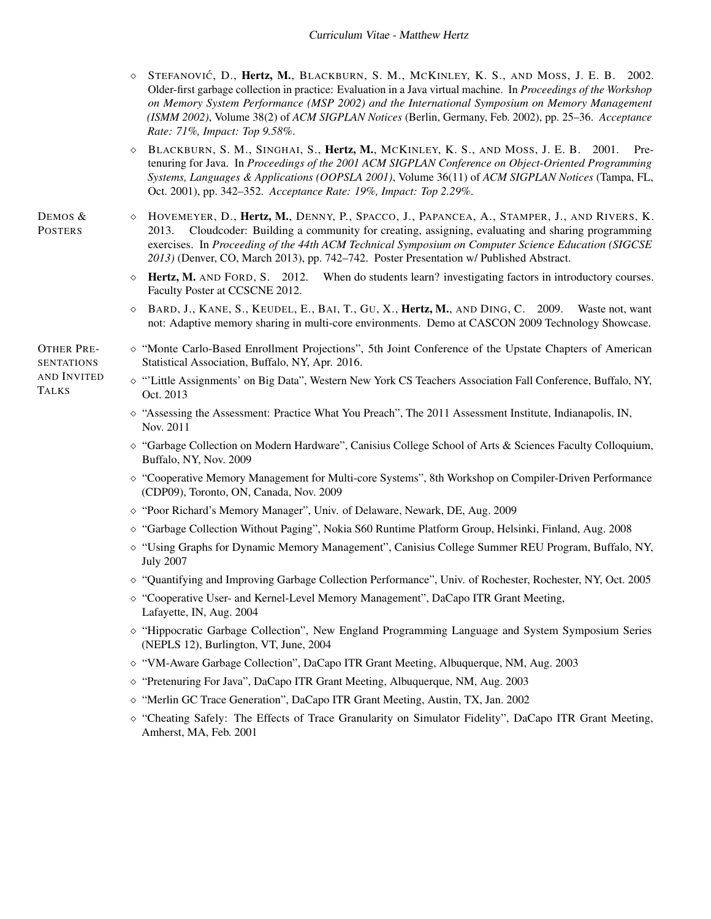- Stefanović, D., **Hertz, M.**, Blackburn, S. M., McKinley, K. S., and Moss, J. E. B. 2002. Older-first garbage collection in practice: Evaluation in a Java virtual machine. In *Proceedings of the Workshop on Memory System Performance (MSP 2002) and the International Symposium on Memory Management (ISMM 2002)*, Volume 38(2) of *ACM SIGPLAN Notices* (Berlin, Germany, Feb. 2002), pp. 25–36. *Acceptance Rate: 71%, Impact: Top 9.58%.*
- Blackburn, S. M., Singhai, S., **Hertz, M.**, McKinley, K. S., and Moss, J. E. B. 2001. Pretenuring for Java. In *Proceedings of the 2001 ACM SIGPLAN Conference on Object-Oriented Programming Systems, Languages & Applications (OOPSLA 2001)*, Volume 36(11) of *ACM SIGPLAN Notices* (Tampa, FL, Oct. 2001), pp. 342–352. *Acceptance Rate: 19%, Impact: Top 2.29%.*

## Demos & Posters

- Hovemeyer, D., **Hertz, M.**, Denny, P., Spacco, J., Papancea, A., Stamper, J., and Rivers, K. 2013. Cloudcoder: Building a community for creating, assigning, evaluating and sharing programming exercises. In *Proceeding of the 44th ACM Technical Symposium on Computer Science Education (SIGCSE 2013)* (Denver, CO, March 2013), pp. 742–742. Poster Presentation w/ Published Abstract.
- **Hertz, M.** and Ford, S. 2012. When do students learn? investigating factors in introductory courses. Faculty Poster at CCSCNE 2012.
- Bard, J., Kane, S., Keudel, E., Bai, T., Gu, X., **Hertz, M.**, and Ding, C. 2009. Waste not, want not: Adaptive memory sharing in multi-core environments. Demo at CASCON 2009 Technology Showcase.

## Other Presentations and Invited Talks

- "Monte Carlo-Based Enrollment Projections", 5th Joint Conference of the Upstate Chapters of American Statistical Association, Buffalo, NY, Apr. 2016.
- "'Little Assignments' on Big Data", Western New York CS Teachers Association Fall Conference, Buffalo, NY, Oct. 2013
- "Assessing the Assessment: Practice What You Preach", The 2011 Assessment Institute, Indianapolis, IN, Nov. 2011
- "Garbage Collection on Modern Hardware", Canisius College School of Arts & Sciences Faculty Colloquium, Buffalo, NY, Nov. 2009
- "Cooperative Memory Management for Multi-core Systems", 8th Workshop on Compiler-Driven Performance (CDP09), Toronto, ON, Canada, Nov. 2009
- "Poor Richard's Memory Manager", Univ. of Delaware, Newark, DE, Aug. 2009
- "Garbage Collection Without Paging", Nokia S60 Runtime Platform Group, Helsinki, Finland, Aug. 2008
- "Using Graphs for Dynamic Memory Management", Canisius College Summer REU Program, Buffalo, NY, July 2007
- "Quantifying and Improving Garbage Collection Performance", Univ. of Rochester, Rochester, NY, Oct. 2005
- "Cooperative User- and Kernel-Level Memory Management", DaCapo ITR Grant Meeting, Lafayette, IN, Aug. 2004
- "Hippocratic Garbage Collection", New England Programming Language and System Symposium Series (NEPLS 12), Burlington, VT, June, 2004
- "VM-Aware Garbage Collection", DaCapo ITR Grant Meeting, Albuquerque, NM, Aug. 2003
- "Pretenuring For Java", DaCapo ITR Grant Meeting, Albuquerque, NM, Aug. 2003
- "Merlin GC Trace Generation", DaCapo ITR Grant Meeting, Austin, TX, Jan. 2002
- "Cheating Safely: The Effects of Trace Granularity on Simulator Fidelity", DaCapo ITR Grant Meeting, Amherst, MA, Feb. 2001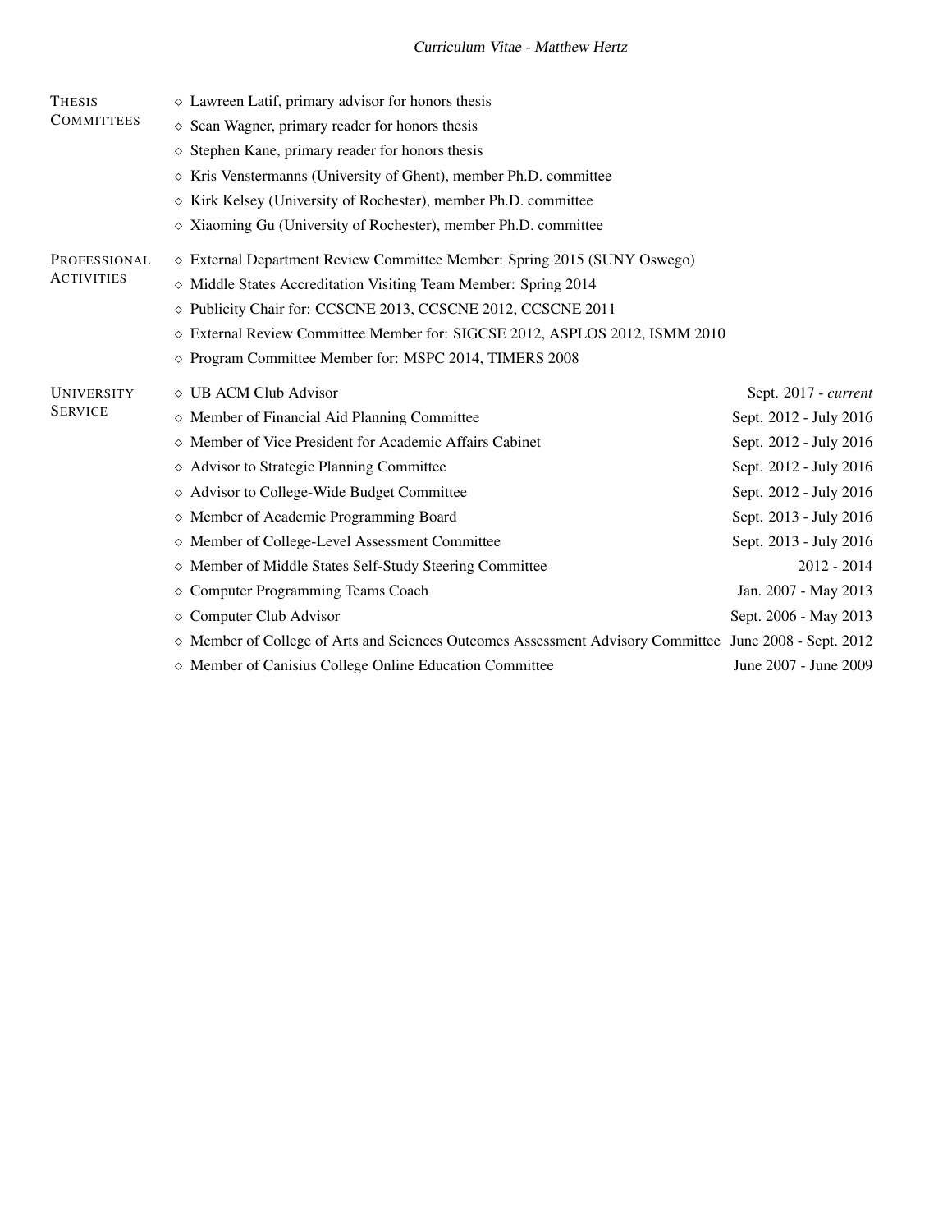## Thesis Committees

- Lawreen Latif, primary advisor for honors thesis
- Sean Wagner, primary reader for honors thesis
- Stephen Kane, primary reader for honors thesis
- Kris Venstermanns (University of Ghent), member Ph.D. committee
- Kirk Kelsey (University of Rochester), member Ph.D. committee
- Xiaoming Gu (University of Rochester), member Ph.D. committee

## Professional Activities

- External Department Review Committee Member: Spring 2015 (SUNY Oswego)
- Middle States Accreditation Visiting Team Member: Spring 2014
- Publicity Chair for: CCSCNE 2013, CCSCNE 2012, CCSCNE 2011
- External Review Committee Member for: SIGCSE 2012, ASPLOS 2012, ISMM 2010
- Program Committee Member for: MSPC 2014, TIMERS 2008

## University Service

- UB ACM Club Advisor — Sept. 2017 - *current*
- Member of Financial Aid Planning Committee — Sept. 2012 - July 2016
- Member of Vice President for Academic Affairs Cabinet — Sept. 2012 - July 2016
- Advisor to Strategic Planning Committee — Sept. 2012 - July 2016
- Advisor to College-Wide Budget Committee — Sept. 2012 - July 2016
- Member of Academic Programming Board — Sept. 2013 - July 2016
- Member of College-Level Assessment Committee — Sept. 2013 - July 2016
- Member of Middle States Self-Study Steering Committee — 2012 - 2014
- Computer Programming Teams Coach — Jan. 2007 - May 2013
- Computer Club Advisor — Sept. 2006 - May 2013
- Member of College of Arts and Sciences Outcomes Assessment Advisory Committee — June 2008 - Sept. 2012
- Member of Canisius College Online Education Committee — June 2007 - June 2009